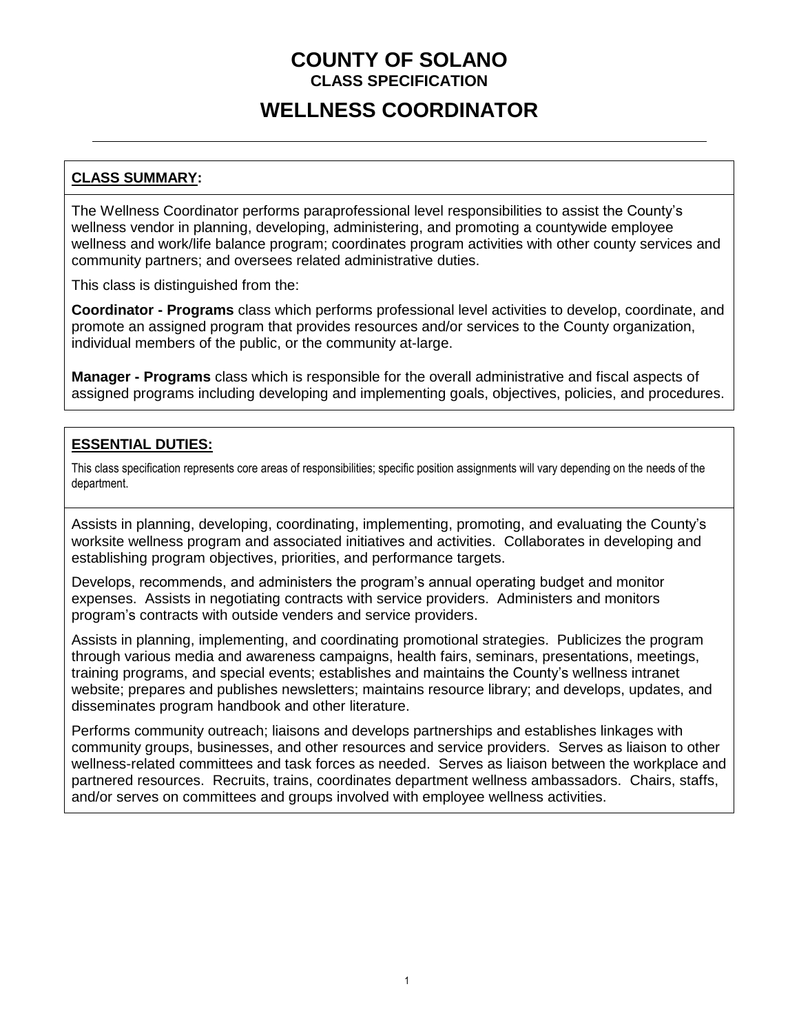# COUNTY OF SOLANO

**CLASS SPECIFICATION**

# WELLNESS COORDINATOR

---

## CLASS SUMMARY:

The Wellness Coordinator performs paraprofessional level responsibilities to assist the County's wellness vendor in planning, developing, administering, and promoting a countywide employee wellness and work/life balance program; coordinates program activities with other county services and community partners; and oversees related administrative duties.

This class is distinguished from the:

**Coordinator - Programs** class which performs professional level activities to develop, coordinate, and promote an assigned program that provides resources and/or services to the County organization, individual members of the public, or the community at-large.

**Manager - Programs** class which is responsible for the overall administrative and fiscal aspects of assigned programs including developing and implementing goals, objectives, policies, and procedures.

## ESSENTIAL DUTIES:

This class specification represents core areas of responsibilities; specific position assignments will vary depending on the needs of the department.

Assists in planning, developing, coordinating, implementing, promoting, and evaluating the County's worksite wellness program and associated initiatives and activities. Collaborates in developing and establishing program objectives, priorities, and performance targets.

Develops, recommends, and administers the program's annual operating budget and monitor expenses. Assists in negotiating contracts with service providers. Administers and monitors program's contracts with outside venders and service providers.

Assists in planning, implementing, and coordinating promotional strategies. Publicizes the program through various media and awareness campaigns, health fairs, seminars, presentations, meetings, training programs, and special events; establishes and maintains the County's wellness intranet website; prepares and publishes newsletters; maintains resource library; and develops, updates, and disseminates program handbook and other literature.

Performs community outreach; liaisons and develops partnerships and establishes linkages with community groups, businesses, and other resources and service providers. Serves as liaison to other wellness-related committees and task forces as needed. Serves as liaison between the workplace and partnered resources. Recruits, trains, coordinates department wellness ambassadors. Chairs, staffs, and/or serves on committees and groups involved with employee wellness activities.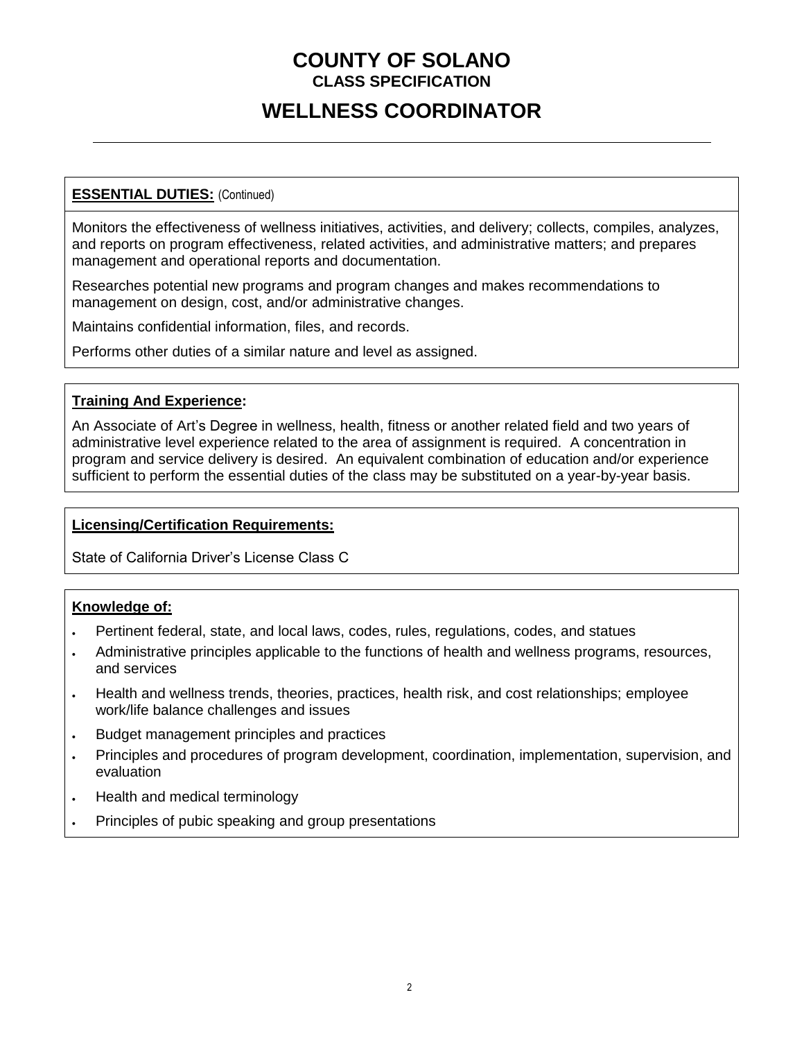# COUNTY OF SOLANO

### CLASS SPECIFICATION

## WELLNESS COORDINATOR

---

**ESSENTIAL DUTIES:** (Continued)

Monitors the effectiveness of wellness initiatives, activities, and delivery; collects, compiles, analyzes, and reports on program effectiveness, related activities, and administrative matters; and prepares management and operational reports and documentation.

Researches potential new programs and program changes and makes recommendations to management on design, cost, and/or administrative changes.

Maintains confidential information, files, and records.

Performs other duties of a similar nature and level as assigned.

**Training And Experience:**

An Associate of Art's Degree in wellness, health, fitness or another related field and two years of administrative level experience related to the area of assignment is required. A concentration in program and service delivery is desired. An equivalent combination of education and/or experience sufficient to perform the essential duties of the class may be substituted on a year-by-year basis.

**Licensing/Certification Requirements:**

State of California Driver's License Class C

**Knowledge of:**

- Pertinent federal, state, and local laws, codes, rules, regulations, codes, and statues
- Administrative principles applicable to the functions of health and wellness programs, resources, and services
- Health and wellness trends, theories, practices, health risk, and cost relationships; employee work/life balance challenges and issues
- Budget management principles and practices
- Principles and procedures of program development, coordination, implementation, supervision, and evaluation
- Health and medical terminology
- Principles of pubic speaking and group presentations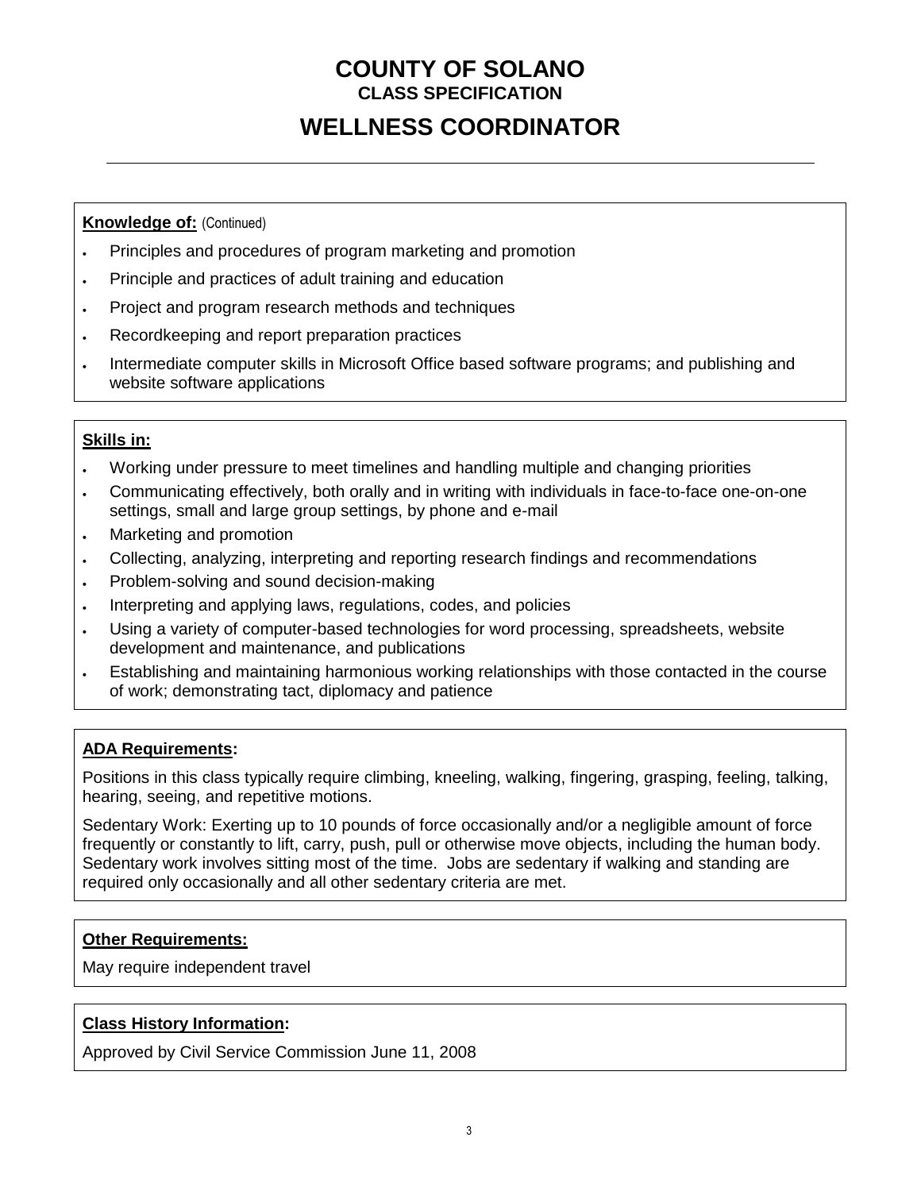# COUNTY OF SOLANO

**CLASS SPECIFICATION**

# WELLNESS COORDINATOR

---

**Knowledge of:** (Continued)

- Principles and procedures of program marketing and promotion
- Principle and practices of adult training and education
- Project and program research methods and techniques
- Recordkeeping and report preparation practices
- Intermediate computer skills in Microsoft Office based software programs; and publishing and website software applications

**Skills in:**

- Working under pressure to meet timelines and handling multiple and changing priorities
- Communicating effectively, both orally and in writing with individuals in face-to-face one-on-one settings, small and large group settings, by phone and e-mail
- Marketing and promotion
- Collecting, analyzing, interpreting and reporting research findings and recommendations
- Problem-solving and sound decision-making
- Interpreting and applying laws, regulations, codes, and policies
- Using a variety of computer-based technologies for word processing, spreadsheets, website development and maintenance, and publications
- Establishing and maintaining harmonious working relationships with those contacted in the course of work; demonstrating tact, diplomacy and patience

**ADA Requirements:**

Positions in this class typically require climbing, kneeling, walking, fingering, grasping, feeling, talking, hearing, seeing, and repetitive motions.

Sedentary Work: Exerting up to 10 pounds of force occasionally and/or a negligible amount of force frequently or constantly to lift, carry, push, pull or otherwise move objects, including the human body. Sedentary work involves sitting most of the time. Jobs are sedentary if walking and standing are required only occasionally and all other sedentary criteria are met.

**Other Requirements:**

May require independent travel

**Class History Information:**

Approved by Civil Service Commission June 11, 2008